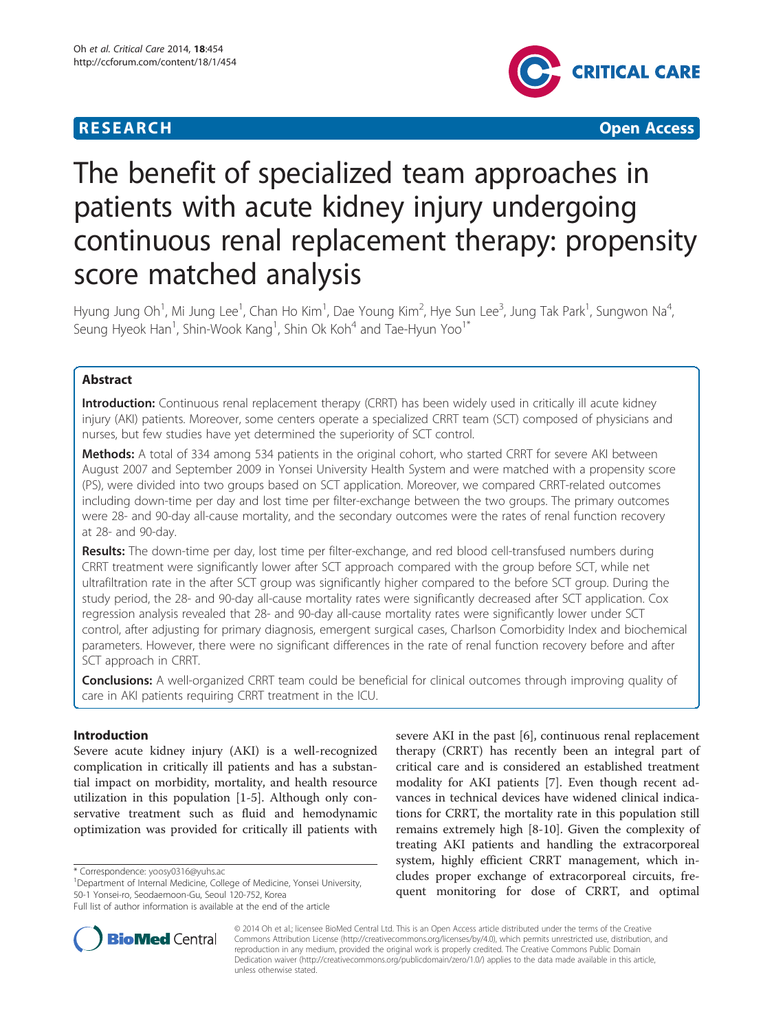**RESEARCH** **Open Access**

# The benefit of specialized team approaches in patients with acute kidney injury undergoing continuous renal replacement therapy: propensity score matched analysis

Hyung Jung Oh[1], Mi Jung Lee[1], Chan Ho Kim[1], Dae Young Kim[2], Hye Sun Lee[3], Jung Tak Park[1], Sungwon Na[4], Seung Hyeok Han[1], Shin-Wook Kang[1], Shin Ok Koh[4] and Tae-Hyun Yoo[1*]

## Abstract

**Introduction:** Continuous renal replacement therapy (CRRT) has been widely used in critically ill acute kidney injury (AKI) patients. Moreover, some centers operate a specialized CRRT team (SCT) composed of physicians and nurses, but few studies have yet determined the superiority of SCT control.

**Methods:** A total of 334 among 534 patients in the original cohort, who started CRRT for severe AKI between August 2007 and September 2009 in Yonsei University Health System and were matched with a propensity score (PS), were divided into two groups based on SCT application. Moreover, we compared CRRT-related outcomes including down-time per day and lost time per filter-exchange between the two groups. The primary outcomes were 28- and 90-day all-cause mortality, and the secondary outcomes were the rates of renal function recovery at 28- and 90-day.

**Results:** The down-time per day, lost time per filter-exchange, and red blood cell-transfused numbers during CRRT treatment were significantly lower after SCT approach compared with the group before SCT, while net ultrafiltration rate in the after SCT group was significantly higher compared to the before SCT group. During the study period, the 28- and 90-day all-cause mortality rates were significantly decreased after SCT application. Cox regression analysis revealed that 28- and 90-day all-cause mortality rates were significantly lower under SCT control, after adjusting for primary diagnosis, emergent surgical cases, Charlson Comorbidity Index and biochemical parameters. However, there were no significant differences in the rate of renal function recovery before and after SCT approach in CRRT.

**Conclusions:** A well-organized CRRT team could be beneficial for clinical outcomes through improving quality of care in AKI patients requiring CRRT treatment in the ICU.

## Introduction

Severe acute kidney injury (AKI) is a well-recognized complication in critically ill patients and has a substantial impact on morbidity, mortality, and health resource utilization in this population [1-5]. Although only conservative treatment such as fluid and hemodynamic optimization was provided for critically ill patients with severe AKI in the past [6], continuous renal replacement therapy (CRRT) has recently been an integral part of critical care and is considered an established treatment modality for AKI patients [7]. Even though recent advances in technical devices have widened clinical indications for CRRT, the mortality rate in this population still remains extremely high [8-10]. Given the complexity of treating AKI patients and handling the extracorporeal system, highly efficient CRRT management, which includes proper exchange of extracorporeal circuits, frequent monitoring for dose of CRRT, and optimal

\* Correspondence: yoosy0316@yuhs.ac
[1]Department of Internal Medicine, College of Medicine, Yonsei University, 50-1 Yonsei-ro, Seodaemoon-Gu, Seoul 120-752, Korea
Full list of author information is available at the end of the article

© 2014 Oh et al.; licensee BioMed Central Ltd. This is an Open Access article distributed under the terms of the Creative Commons Attribution License (http://creativecommons.org/licenses/by/4.0), which permits unrestricted use, distribution, and reproduction in any medium, provided the original work is properly credited. The Creative Commons Public Domain Dedication waiver (http://creativecommons.org/publicdomain/zero/1.0/) applies to the data made available in this article, unless otherwise stated.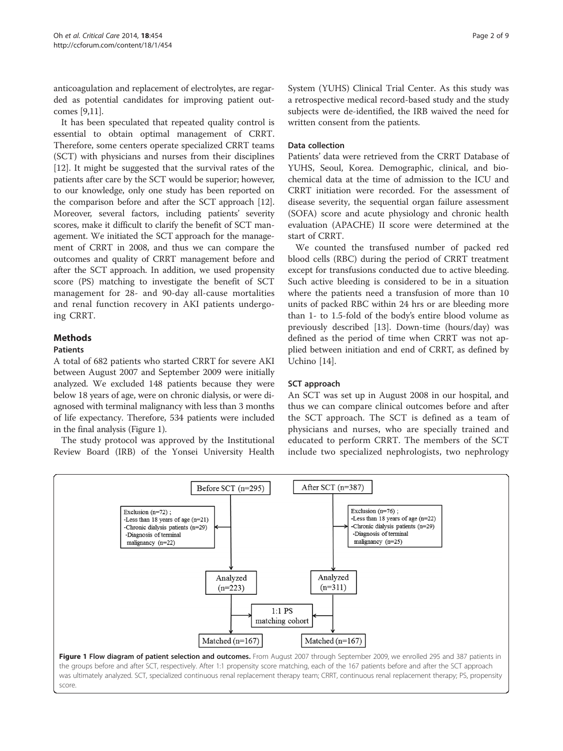anticoagulation and replacement of electrolytes, are regarded as potential candidates for improving patient outcomes [9,11].

It has been speculated that repeated quality control is essential to obtain optimal management of CRRT. Therefore, some centers operate specialized CRRT teams (SCT) with physicians and nurses from their disciplines [12]. It might be suggested that the survival rates of the patients after care by the SCT would be superior; however, to our knowledge, only one study has been reported on the comparison before and after the SCT approach [12]. Moreover, several factors, including patients' severity scores, make it difficult to clarify the benefit of SCT management. We initiated the SCT approach for the management of CRRT in 2008, and thus we can compare the outcomes and quality of CRRT management before and after the SCT approach. In addition, we used propensity score (PS) matching to investigate the benefit of SCT management for 28- and 90-day all-cause mortalities and renal function recovery in AKI patients undergoing CRRT.

## Methods

### Patients

A total of 682 patients who started CRRT for severe AKI between August 2007 and September 2009 were initially analyzed. We excluded 148 patients because they were below 18 years of age, were on chronic dialysis, or were diagnosed with terminal malignancy with less than 3 months of life expectancy. Therefore, 534 patients were included in the final analysis (Figure 1).

The study protocol was approved by the Institutional Review Board (IRB) of the Yonsei University Health System (YUHS) Clinical Trial Center. As this study was a retrospective medical record-based study and the study subjects were de-identified, the IRB waived the need for written consent from the patients.

### Data collection

Patients' data were retrieved from the CRRT Database of YUHS, Seoul, Korea. Demographic, clinical, and biochemical data at the time of admission to the ICU and CRRT initiation were recorded. For the assessment of disease severity, the sequential organ failure assessment (SOFA) score and acute physiology and chronic health evaluation (APACHE) II score were determined at the start of CRRT.

We counted the transfused number of packed red blood cells (RBC) during the period of CRRT treatment except for transfusions conducted due to active bleeding. Such active bleeding is considered to be in a situation where the patients need a transfusion of more than 10 units of packed RBC within 24 hrs or are bleeding more than 1- to 1.5-fold of the body's entire blood volume as previously described [13]. Down-time (hours/day) was defined as the period of time when CRRT was not applied between initiation and end of CRRT, as defined by Uchino [14].

### SCT approach

An SCT was set up in August 2008 in our hospital, and thus we can compare clinical outcomes before and after the SCT approach. The SCT is defined as a team of physicians and nurses, who are specially trained and educated to perform CRRT. The members of the SCT include two specialized nephrologists, two nephrology

Before SCT (n=295)

Exclusion (n=72) ;
- Less than 18 years of age (n=21)
- Chronic dialysis patients (n=29)
- Diagnosis of terminal malignancy (n=22)

Analyzed (n=223)

Matched (n=167)

After SCT (n=387)

Exclusion (n=76) ;
- Less than 18 years of age (n=22)
- Chronic dialysis patients (n=29)
- Diagnosis of terminal malignancy (n=25)

Analyzed (n=311)

Matched (n=167)

1:1 PS matching cohort

**Figure 1 Flow diagram of patient selection and outcomes.** From August 2007 through September 2009, we enrolled 295 and 387 patients in the groups before and after SCT, respectively. After 1:1 propensity score matching, each of the 167 patients before and after the SCT approach was ultimately analyzed. SCT, specialized continuous renal replacement therapy team; CRRT, continuous renal replacement therapy; PS, propensity score.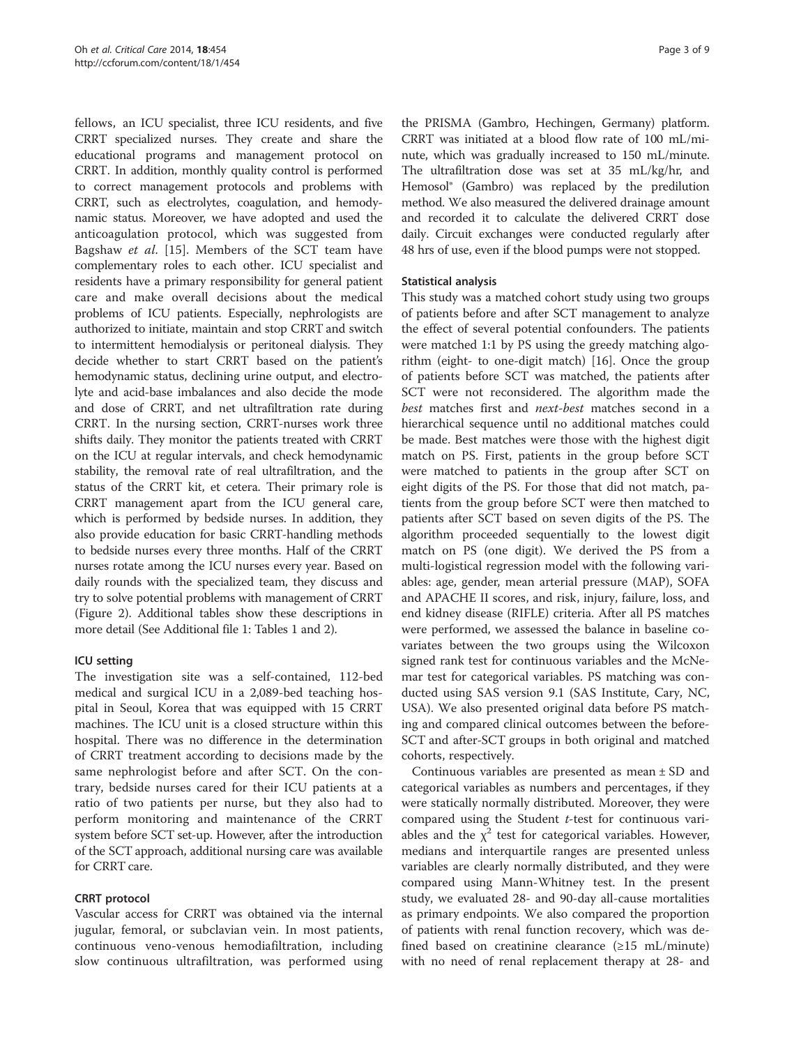fellows, an ICU specialist, three ICU residents, and five CRRT specialized nurses. They create and share the educational programs and management protocol on CRRT. In addition, monthly quality control is performed to correct management protocols and problems with CRRT, such as electrolytes, coagulation, and hemodynamic status. Moreover, we have adopted and used the anticoagulation protocol, which was suggested from Bagshaw *et al.* [15]. Members of the SCT team have complementary roles to each other. ICU specialist and residents have a primary responsibility for general patient care and make overall decisions about the medical problems of ICU patients. Especially, nephrologists are authorized to initiate, maintain and stop CRRT and switch to intermittent hemodialysis or peritoneal dialysis. They decide whether to start CRRT based on the patient's hemodynamic status, declining urine output, and electrolyte and acid-base imbalances and also decide the mode and dose of CRRT, and net ultrafiltration rate during CRRT. In the nursing section, CRRT-nurses work three shifts daily. They monitor the patients treated with CRRT on the ICU at regular intervals, and check hemodynamic stability, the removal rate of real ultrafiltration, and the status of the CRRT kit, et cetera. Their primary role is CRRT management apart from the ICU general care, which is performed by bedside nurses. In addition, they also provide education for basic CRRT-handling methods to bedside nurses every three months. Half of the CRRT nurses rotate among the ICU nurses every year. Based on daily rounds with the specialized team, they discuss and try to solve potential problems with management of CRRT (Figure 2). Additional tables show these descriptions in more detail (See Additional file 1: Tables 1 and 2).

### ICU setting

The investigation site was a self-contained, 112-bed medical and surgical ICU in a 2,089-bed teaching hospital in Seoul, Korea that was equipped with 15 CRRT machines. The ICU unit is a closed structure within this hospital. There was no difference in the determination of CRRT treatment according to decisions made by the same nephrologist before and after SCT. On the contrary, bedside nurses cared for their ICU patients at a ratio of two patients per nurse, but they also had to perform monitoring and maintenance of the CRRT system before SCT set-up. However, after the introduction of the SCT approach, additional nursing care was available for CRRT care.

### CRRT protocol

Vascular access for CRRT was obtained via the internal jugular, femoral, or subclavian vein. In most patients, continuous veno-venous hemodiafiltration, including slow continuous ultrafiltration, was performed using the PRISMA (Gambro, Hechingen, Germany) platform. CRRT was initiated at a blood flow rate of 100 mL/minute, which was gradually increased to 150 mL/minute. The ultrafiltration dose was set at 35 mL/kg/hr, and Hemosol® (Gambro) was replaced by the predilution method. We also measured the delivered drainage amount and recorded it to calculate the delivered CRRT dose daily. Circuit exchanges were conducted regularly after 48 hrs of use, even if the blood pumps were not stopped.

### Statistical analysis

This study was a matched cohort study using two groups of patients before and after SCT management to analyze the effect of several potential confounders. The patients were matched 1:1 by PS using the greedy matching algorithm (eight- to one-digit match) [16]. Once the group of patients before SCT was matched, the patients after SCT were not reconsidered. The algorithm made the *best* matches first and *next-best* matches second in a hierarchical sequence until no additional matches could be made. Best matches were those with the highest digit match on PS. First, patients in the group before SCT were matched to patients in the group after SCT on eight digits of the PS. For those that did not match, patients from the group before SCT were then matched to patients after SCT based on seven digits of the PS. The algorithm proceeded sequentially to the lowest digit match on PS (one digit). We derived the PS from a multi-logistical regression model with the following variables: age, gender, mean arterial pressure (MAP), SOFA and APACHE II scores, and risk, injury, failure, loss, and end kidney disease (RIFLE) criteria. After all PS matches were performed, we assessed the balance in baseline covariates between the two groups using the Wilcoxon signed rank test for continuous variables and the McNemar test for categorical variables. PS matching was conducted using SAS version 9.1 (SAS Institute, Cary, NC, USA). We also presented original data before PS matching and compared clinical outcomes between the before-SCT and after-SCT groups in both original and matched cohorts, respectively.

Continuous variables are presented as mean ± SD and categorical variables as numbers and percentages, if they were statically normally distributed. Moreover, they were compared using the Student *t*-test for continuous variables and the $\chi^2$ test for categorical variables. However, medians and interquartile ranges are presented unless variables are clearly normally distributed, and they were compared using Mann-Whitney test. In the present study, we evaluated 28- and 90-day all-cause mortalities as primary endpoints. We also compared the proportion of patients with renal function recovery, which was defined based on creatinine clearance (≥15 mL/minute) with no need of renal replacement therapy at 28- and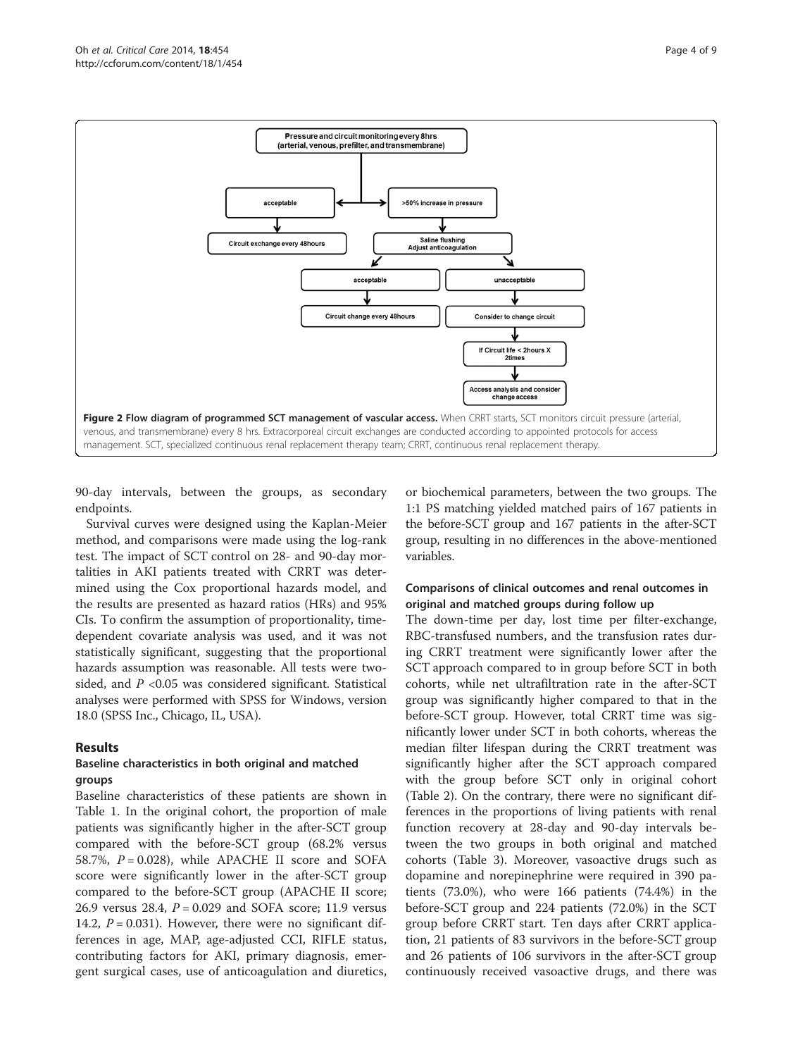**Figure 2 Flow diagram of programmed SCT management of vascular access.** When CRRT starts, SCT monitors circuit pressure (arterial, venous, and transmembrane) every 8 hrs. Extracorporeal circuit exchanges are conducted according to appointed protocols for access management. SCT, specialized continuous renal replacement therapy team; CRRT, continuous renal replacement therapy.

90-day intervals, between the groups, as secondary endpoints.

Survival curves were designed using the Kaplan-Meier method, and comparisons were made using the log-rank test. The impact of SCT control on 28- and 90-day mortalities in AKI patients treated with CRRT was determined using the Cox proportional hazards model, and the results are presented as hazard ratios (HRs) and 95% CIs. To confirm the assumption of proportionality, time-dependent covariate analysis was used, and it was not statistically significant, suggesting that the proportional hazards assumption was reasonable. All tests were two-sided, and $P < 0.05$ was considered significant. Statistical analyses were performed with SPSS for Windows, version 18.0 (SPSS Inc., Chicago, IL, USA).

## Results

### Baseline characteristics in both original and matched groups

Baseline characteristics of these patients are shown in Table 1. In the original cohort, the proportion of male patients was significantly higher in the after-SCT group compared with the before-SCT group (68.2% versus 58.7%, $P = 0.028$), while APACHE II score and SOFA score were significantly lower in the after-SCT group compared to the before-SCT group (APACHE II score; 26.9 versus 28.4, $P = 0.029$ and SOFA score; 11.9 versus 14.2, $P = 0.031$). However, there were no significant differences in age, MAP, age-adjusted CCI, RIFLE status, contributing factors for AKI, primary diagnosis, emergent surgical cases, use of anticoagulation and diuretics, or biochemical parameters, between the two groups. The 1:1 PS matching yielded matched pairs of 167 patients in the before-SCT group and 167 patients in the after-SCT group, resulting in no differences in the above-mentioned variables.

### Comparisons of clinical outcomes and renal outcomes in original and matched groups during follow up

The down-time per day, lost time per filter-exchange, RBC-transfused numbers, and the transfusion rates during CRRT treatment were significantly lower after the SCT approach compared to in group before SCT in both cohorts, while net ultrafiltration rate in the after-SCT group was significantly higher compared to that in the before-SCT group. However, total CRRT time was significantly lower under SCT in both cohorts, whereas the median filter lifespan during the CRRT treatment was significantly higher after the SCT approach compared with the group before SCT only in original cohort (Table 2). On the contrary, there were no significant differences in the proportions of living patients with renal function recovery at 28-day and 90-day intervals between the two groups in both original and matched cohorts (Table 3). Moreover, vasoactive drugs such as dopamine and norepinephrine were required in 390 patients (73.0%), who were 166 patients (74.4%) in the before-SCT group and 224 patients (72.0%) in the SCT group before CRRT start. Ten days after CRRT application, 21 patients of 83 survivors in the before-SCT group and 26 patients of 106 survivors in the after-SCT group continuously received vasoactive drugs, and there was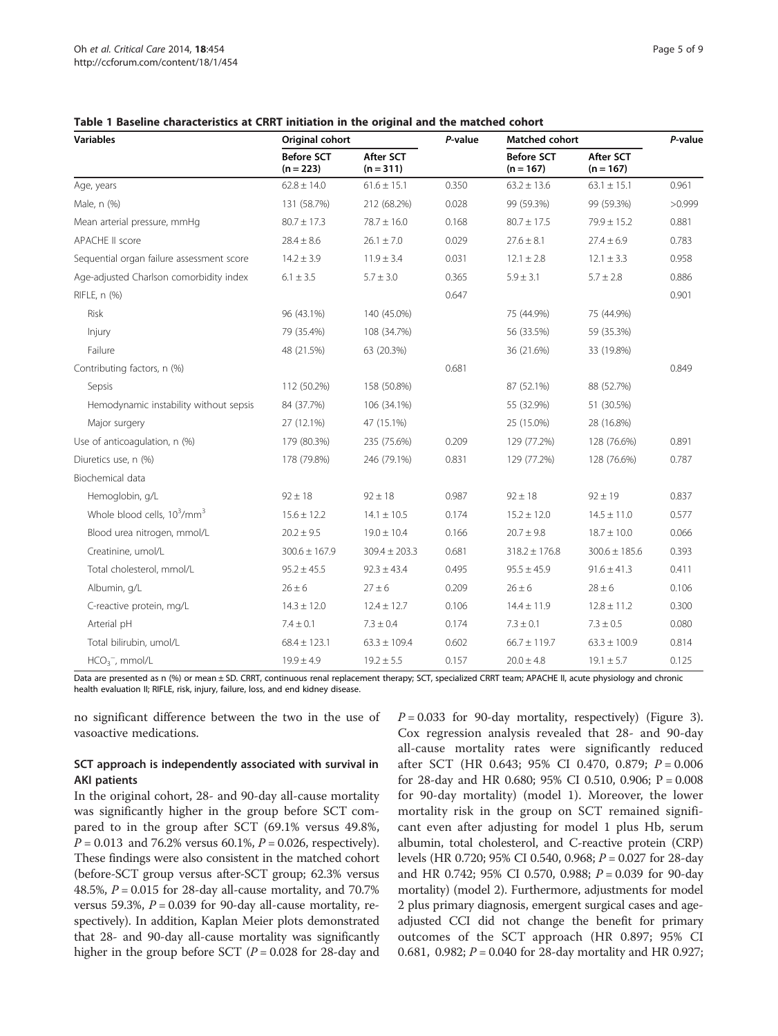**Table 1 Baseline characteristics at CRRT initiation in the original and the matched cohort**

| Variables | Original cohort | | *P*-value | Matched cohort | | *P*-value |
|---|---|---|---|---|---|---|
| | Before SCT (n = 223) | After SCT (n = 311) | | Before SCT (n = 167) | After SCT (n = 167) | |
| Age, years | 62.8 ± 14.0 | 61.6 ± 15.1 | 0.350 | 63.2 ± 13.6 | 63.1 ± 15.1 | 0.961 |
| Male, n (%) | 131 (58.7%) | 212 (68.2%) | 0.028 | 99 (59.3%) | 99 (59.3%) | >0.999 |
| Mean arterial pressure, mmHg | 80.7 ± 17.3 | 78.7 ± 16.0 | 0.168 | 80.7 ± 17.5 | 79.9 ± 15.2 | 0.881 |
| APACHE II score | 28.4 ± 8.6 | 26.1 ± 7.0 | 0.029 | 27.6 ± 8.1 | 27.4 ± 6.9 | 0.783 |
| Sequential organ failure assessment score | 14.2 ± 3.9 | 11.9 ± 3.4 | 0.031 | 12.1 ± 2.8 | 12.1 ± 3.3 | 0.958 |
| Age-adjusted Charlson comorbidity index | 6.1 ± 3.5 | 5.7 ± 3.0 | 0.365 | 5.9 ± 3.1 | 5.7 ± 2.8 | 0.886 |
| RIFLE, n (%) | | | 0.647 | | | 0.901 |
| Risk | 96 (43.1%) | 140 (45.0%) | | 75 (44.9%) | 75 (44.9%) | |
| Injury | 79 (35.4%) | 108 (34.7%) | | 56 (33.5%) | 59 (35.3%) | |
| Failure | 48 (21.5%) | 63 (20.3%) | | 36 (21.6%) | 33 (19.8%) | |
| Contributing factors, n (%) | | | 0.681 | | | 0.849 |
| Sepsis | 112 (50.2%) | 158 (50.8%) | | 87 (52.1%) | 88 (52.7%) | |
| Hemodynamic instability without sepsis | 84 (37.7%) | 106 (34.1%) | | 55 (32.9%) | 51 (30.5%) | |
| Major surgery | 27 (12.1%) | 47 (15.1%) | | 25 (15.0%) | 28 (16.8%) | |
| Use of anticoagulation, n (%) | 179 (80.3%) | 235 (75.6%) | 0.209 | 129 (77.2%) | 128 (76.6%) | 0.891 |
| Diuretics use, n (%) | 178 (79.8%) | 246 (79.1%) | 0.831 | 129 (77.2%) | 128 (76.6%) | 0.787 |
| Biochemical data | | | | | | |
| Hemoglobin, g/L | 92 ± 18 | 92 ± 18 | 0.987 | 92 ± 18 | 92 ± 19 | 0.837 |
| Whole blood cells, $10^3$/mm$^3$ | 15.6 ± 12.2 | 14.1 ± 10.5 | 0.174 | 15.2 ± 12.0 | 14.5 ± 11.0 | 0.577 |
| Blood urea nitrogen, mmol/L | 20.2 ± 9.5 | 19.0 ± 10.4 | 0.166 | 20.7 ± 9.8 | 18.7 ± 10.0 | 0.066 |
| Creatinine, umol/L | 300.6 ± 167.9 | 309.4 ± 203.3 | 0.681 | 318.2 ± 176.8 | 300.6 ± 185.6 | 0.393 |
| Total cholesterol, mmol/L | 95.2 ± 45.5 | 92.3 ± 43.4 | 0.495 | 95.5 ± 45.9 | 91.6 ± 41.3 | 0.411 |
| Albumin, g/L | 26 ± 6 | 27 ± 6 | 0.209 | 26 ± 6 | 28 ± 6 | 0.106 |
| C-reactive protein, mg/L | 14.3 ± 12.0 | 12.4 ± 12.7 | 0.106 | 14.4 ± 11.9 | 12.8 ± 11.2 | 0.300 |
| Arterial pH | 7.4 ± 0.1 | 7.3 ± 0.4 | 0.174 | 7.3 ± 0.1 | 7.3 ± 0.5 | 0.080 |
| Total bilirubin, umol/L | 68.4 ± 123.1 | 63.3 ± 109.4 | 0.602 | 66.7 ± 119.7 | 63.3 ± 100.9 | 0.814 |
| $HCO_3^-$, mmol/L | 19.9 ± 4.9 | 19.2 ± 5.5 | 0.157 | 20.0 ± 4.8 | 19.1 ± 5.7 | 0.125 |

Data are presented as n (%) or mean ± SD. CRRT, continuous renal replacement therapy; SCT, specialized CRRT team; APACHE II, acute physiology and chronic health evaluation II; RIFLE, risk, injury, failure, loss, and end kidney disease.

no significant difference between the two in the use of vasoactive medications.

### SCT approach is independently associated with survival in AKI patients

In the original cohort, 28- and 90-day all-cause mortality was significantly higher in the group before SCT compared to in the group after SCT (69.1% versus 49.8%, $P = 0.013$ and 76.2% versus 60.1%, $P = 0.026$, respectively). These findings were also consistent in the matched cohort (before-SCT group versus after-SCT group; 62.3% versus 48.5%, $P = 0.015$ for 28-day all-cause mortality, and 70.7% versus 59.3%, $P = 0.039$ for 90-day all-cause mortality, respectively). In addition, Kaplan Meier plots demonstrated that 28- and 90-day all-cause mortality was significantly higher in the group before SCT ($P = 0.028$ for 28-day and $P = 0.033$ for 90-day mortality, respectively) (Figure 3). Cox regression analysis revealed that 28- and 90-day all-cause mortality rates were significantly reduced after SCT (HR 0.643; 95% CI 0.470, 0.879; $P = 0.006$ for 28-day and HR 0.680; 95% CI 0.510, 0.906; $P = 0.008$ for 90-day mortality) (model 1). Moreover, the lower mortality risk in the group on SCT remained significant even after adjusting for model 1 plus Hb, serum albumin, total cholesterol, and C-reactive protein (CRP) levels (HR 0.720; 95% CI 0.540, 0.968; $P = 0.027$ for 28-day and HR 0.742; 95% CI 0.570, 0.988; $P = 0.039$ for 90-day mortality) (model 2). Furthermore, adjustments for model 2 plus primary diagnosis, emergent surgical cases and age-adjusted CCI did not change the benefit for primary outcomes of the SCT approach (HR 0.897; 95% CI 0.681, 0.982; $P = 0.040$ for 28-day mortality and HR 0.927;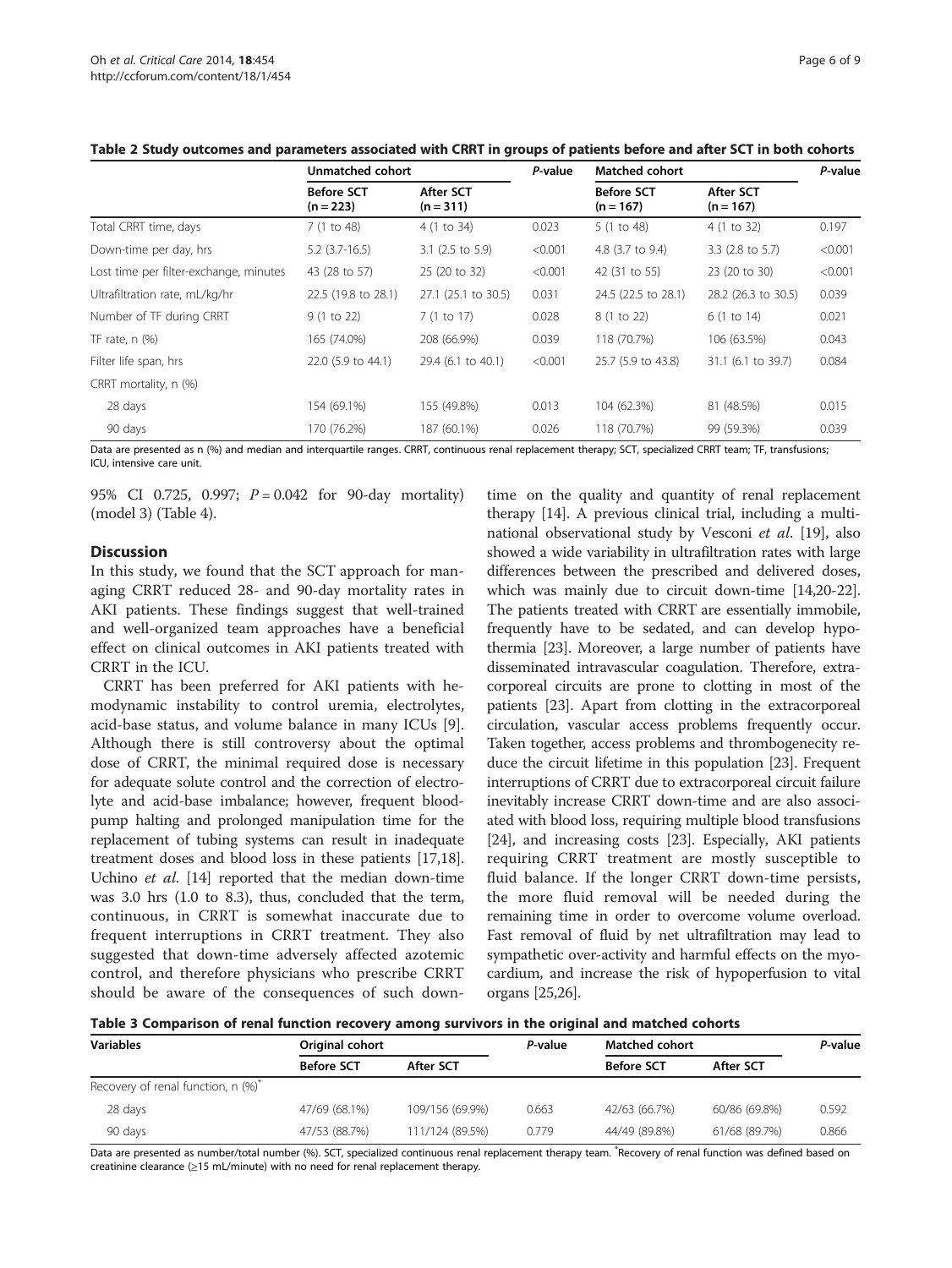**Table 2 Study outcomes and parameters associated with CRRT in groups of patients before and after SCT in both cohorts**

| | Unmatched cohort | | P-value | Matched cohort | | P-value |
|---|---|---|---|---|---|---|
| | Before SCT (n = 223) | After SCT (n = 311) | | Before SCT (n = 167) | After SCT (n = 167) | |
| Total CRRT time, days | 7 (1 to 48) | 4 (1 to 34) | 0.023 | 5 (1 to 48) | 4 (1 to 32) | 0.197 |
| Down-time per day, hrs | 5.2 (3.7-16.5) | 3.1 (2.5 to 5.9) | <0.001 | 4.8 (3.7 to 9.4) | 3.3 (2.8 to 5.7) | <0.001 |
| Lost time per filter-exchange, minutes | 43 (28 to 57) | 25 (20 to 32) | <0.001 | 42 (31 to 55) | 23 (20 to 30) | <0.001 |
| Ultrafiltration rate, mL/kg/hr | 22.5 (19.8 to 28.1) | 27.1 (25.1 to 30.5) | 0.031 | 24.5 (22.5 to 28.1) | 28.2 (26.3 to 30.5) | 0.039 |
| Number of TF during CRRT | 9 (1 to 22) | 7 (1 to 17) | 0.028 | 8 (1 to 22) | 6 (1 to 14) | 0.021 |
| TF rate, n (%) | 165 (74.0%) | 208 (66.9%) | 0.039 | 118 (70.7%) | 106 (63.5%) | 0.043 |
| Filter life span, hrs | 22.0 (5.9 to 44.1) | 29.4 (6.1 to 40.1) | <0.001 | 25.7 (5.9 to 43.8) | 31.1 (6.1 to 39.7) | 0.084 |
| CRRT mortality, n (%) | | | | | | |
| 28 days | 154 (69.1%) | 155 (49.8%) | 0.013 | 104 (62.3%) | 81 (48.5%) | 0.015 |
| 90 days | 170 (76.2%) | 187 (60.1%) | 0.026 | 118 (70.7%) | 99 (59.3%) | 0.039 |

Data are presented as n (%) and median and interquartile ranges. CRRT, continuous renal replacement therapy; SCT, specialized CRRT team; TF, transfusions; ICU, intensive care unit.

95% CI 0.725, 0.997; $P = 0.042$ for 90-day mortality) (model 3) (Table 4).

## Discussion

In this study, we found that the SCT approach for managing CRRT reduced 28- and 90-day mortality rates in AKI patients. These findings suggest that well-trained and well-organized team approaches have a beneficial effect on clinical outcomes in AKI patients treated with CRRT in the ICU.

CRRT has been preferred for AKI patients with hemodynamic instability to control uremia, electrolytes, acid-base status, and volume balance in many ICUs [9]. Although there is still controversy about the optimal dose of CRRT, the minimal required dose is necessary for adequate solute control and the correction of electrolyte and acid-base imbalance; however, frequent blood-pump halting and prolonged manipulation time for the replacement of tubing systems can result in inadequate treatment doses and blood loss in these patients [17,18]. Uchino *et al.* [14] reported that the median down-time was 3.0 hrs (1.0 to 8.3), thus, concluded that the term, continuous, in CRRT is somewhat inaccurate due to frequent interruptions in CRRT treatment. They also suggested that down-time adversely affected azotemic control, and therefore physicians who prescribe CRRT should be aware of the consequences of such down-time on the quality and quantity of renal replacement therapy [14]. A previous clinical trial, including a multinational observational study by Vesconi *et al.* [19], also showed a wide variability in ultrafiltration rates with large differences between the prescribed and delivered doses, which was mainly due to circuit down-time [14,20-22]. The patients treated with CRRT are essentially immobile, frequently have to be sedated, and can develop hypothermia [23]. Moreover, a large number of patients have disseminated intravascular coagulation. Therefore, extracorporeal circuits are prone to clotting in most of the patients [23]. Apart from clotting in the extracorporeal circulation, vascular access problems frequently occur. Taken together, access problems and thrombogenecity reduce the circuit lifetime in this population [23]. Frequent interruptions of CRRT due to extracorporeal circuit failure inevitably increase CRRT down-time and are also associated with blood loss, requiring multiple blood transfusions [24], and increasing costs [23]. Especially, AKI patients requiring CRRT treatment are mostly susceptible to fluid balance. If the longer CRRT down-time persists, the more fluid removal will be needed during the remaining time in order to overcome volume overload. Fast removal of fluid by net ultrafiltration may lead to sympathetic over-activity and harmful effects on the myocardium, and increase the risk of hypoperfusion to vital organs [25,26].

**Table 3 Comparison of renal function recovery among survivors in the original and matched cohorts**

| Variables | Original cohort | | P-value | Matched cohort | | P-value |
|---|---|---|---|---|---|---|
| | Before SCT | After SCT | | Before SCT | After SCT | |
| Recovery of renal function, n (%)[*] | | | | | | |
| 28 days | 47/69 (68.1%) | 109/156 (69.9%) | 0.663 | 42/63 (66.7%) | 60/86 (69.8%) | 0.592 |
| 90 days | 47/53 (88.7%) | 111/124 (89.5%) | 0.779 | 44/49 (89.8%) | 61/68 (89.7%) | 0.866 |

Data are presented as number/total number (%). SCT, specialized continuous renal replacement therapy team. [*]Recovery of renal function was defined based on creatinine clearance (≥15 mL/minute) with no need for renal replacement therapy.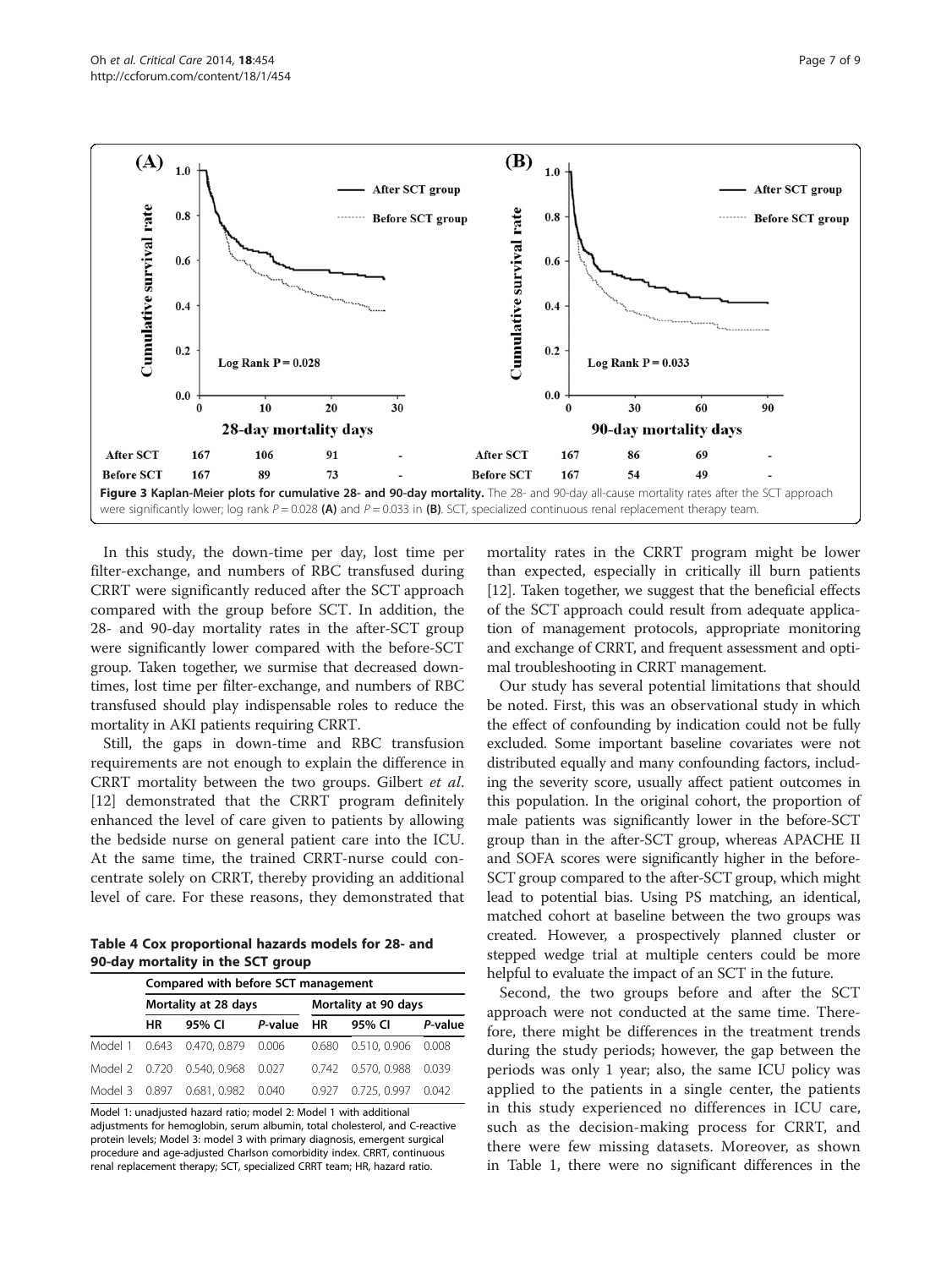| | 0 | 10 | 20 | 30 |
|---|---|---|---|---|
| After SCT | 167 | 106 | 91 | - |
| Before SCT | 167 | 89 | 73 | - |

| | 0 | 30 | 60 | 90 |
|---|---|---|---|---|
| After SCT | 167 | 86 | 69 | - |
| Before SCT | 167 | 54 | 49 | - |

**Figure 3 Kaplan-Meier plots for cumulative 28- and 90-day mortality.** The 28- and 90-day all-cause mortality rates after the SCT approach were significantly lower; log rank $P = 0.028$ **(A)** and $P = 0.033$ in **(B)**. SCT, specialized continuous renal replacement therapy team.

In this study, the down-time per day, lost time per filter-exchange, and numbers of RBC transfused during CRRT were significantly reduced after the SCT approach compared with the group before SCT. In addition, the 28- and 90-day mortality rates in the after-SCT group were significantly lower compared with the before-SCT group. Taken together, we surmise that decreased down-times, lost time per filter-exchange, and numbers of RBC transfused should play indispensable roles to reduce the mortality in AKI patients requiring CRRT.

Still, the gaps in down-time and RBC transfusion requirements are not enough to explain the difference in CRRT mortality between the two groups. Gilbert *et al.* [12] demonstrated that the CRRT program definitely enhanced the level of care given to patients by allowing the bedside nurse on general patient care into the ICU. At the same time, the trained CRRT-nurse could concentrate solely on CRRT, thereby providing an additional level of care. For these reasons, they demonstrated that mortality rates in the CRRT program might be lower than expected, especially in critically ill burn patients [12]. Taken together, we suggest that the beneficial effects of the SCT approach could result from adequate application of management protocols, appropriate monitoring and exchange of CRRT, and frequent assessment and optimal troubleshooting in CRRT management.

**Table 4 Cox proportional hazards models for 28- and 90-day mortality in the SCT group**

| | Compared with before SCT management | | | | | |
|---|---|---|---|---|---|---|
| | Mortality at 28 days | | | Mortality at 90 days | | |
| | HR | 95% CI | *P*-value | HR | 95% CI | *P*-value |
| Model 1 | 0.643 | 0.470, 0.879 | 0.006 | 0.680 | 0.510, 0.906 | 0.008 |
| Model 2 | 0.720 | 0.540, 0.968 | 0.027 | 0.742 | 0.570, 0.988 | 0.039 |
| Model 3 | 0.897 | 0.681, 0.982 | 0.040 | 0.927 | 0.725, 0.997 | 0.042 |

Model 1: unadjusted hazard ratio; model 2: Model 1 with additional adjustments for hemoglobin, serum albumin, total cholesterol, and C-reactive protein levels; Model 3: model 3 with primary diagnosis, emergent surgical procedure and age-adjusted Charlson comorbidity index. CRRT, continuous renal replacement therapy; SCT, specialized CRRT team; HR, hazard ratio.

Our study has several potential limitations that should be noted. First, this was an observational study in which the effect of confounding by indication could not be fully excluded. Some important baseline covariates were not distributed equally and many confounding factors, including the severity score, usually affect patient outcomes in this population. In the original cohort, the proportion of male patients was significantly lower in the before-SCT group than in the after-SCT group, whereas APACHE II and SOFA scores were significantly higher in the before-SCT group compared to the after-SCT group, which might lead to potential bias. Using PS matching, an identical, matched cohort at baseline between the two groups was created. However, a prospectively planned cluster or stepped wedge trial at multiple centers could be more helpful to evaluate the impact of an SCT in the future.

Second, the two groups before and after the SCT approach were not conducted at the same time. Therefore, there might be differences in the treatment trends during the study periods; however, the gap between the periods was only 1 year; also, the same ICU policy was applied to the patients in a single center, the patients in this study experienced no differences in ICU care, such as the decision-making process for CRRT, and there were few missing datasets. Moreover, as shown in Table 1, there were no significant differences in the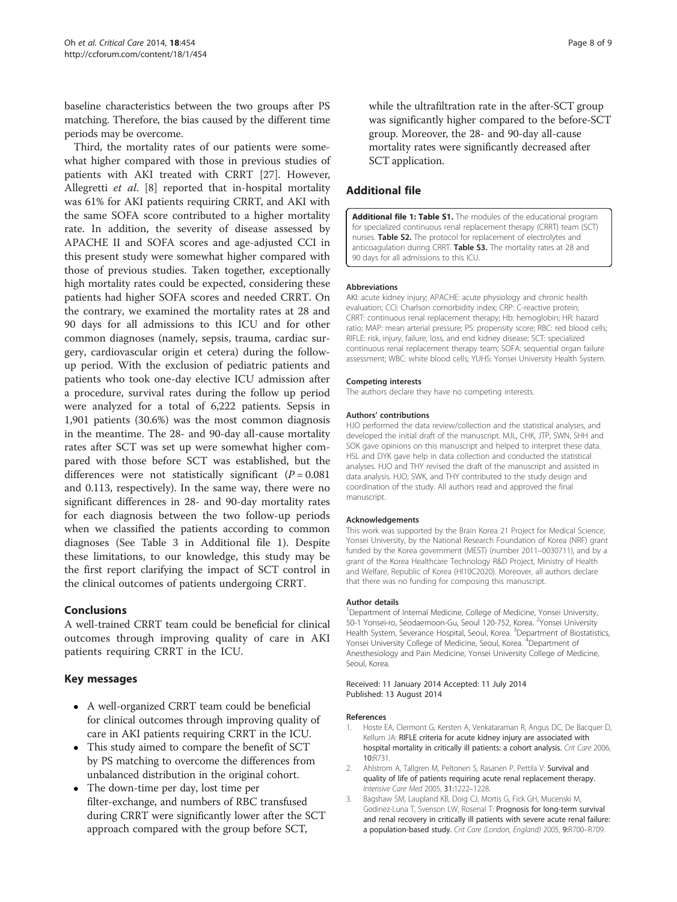baseline characteristics between the two groups after PS matching. Therefore, the bias caused by the different time periods may be overcome.

Third, the mortality rates of our patients were somewhat higher compared with those in previous studies of patients with AKI treated with CRRT [27]. However, Allegretti *et al*. [8] reported that in-hospital mortality was 61% for AKI patients requiring CRRT, and AKI with the same SOFA score contributed to a higher mortality rate. In addition, the severity of disease assessed by APACHE II and SOFA scores and age-adjusted CCI in this present study were somewhat higher compared with those of previous studies. Taken together, exceptionally high mortality rates could be expected, considering these patients had higher SOFA scores and needed CRRT. On the contrary, we examined the mortality rates at 28 and 90 days for all admissions to this ICU and for other common diagnoses (namely, sepsis, trauma, cardiac surgery, cardiovascular origin et cetera) during the follow-up period. With the exclusion of pediatric patients and patients who took one-day elective ICU admission after a procedure, survival rates during the follow up period were analyzed for a total of 6,222 patients. Sepsis in 1,901 patients (30.6%) was the most common diagnosis in the meantime. The 28- and 90-day all-cause mortality rates after SCT was set up were somewhat higher compared with those before SCT was established, but the differences were not statistically significant ($P = 0.081$ and 0.113, respectively). In the same way, there were no significant differences in 28- and 90-day mortality rates for each diagnosis between the two follow-up periods when we classified the patients according to common diagnoses (See Table 3 in Additional file 1). Despite these limitations, to our knowledge, this study may be the first report clarifying the impact of SCT control in the clinical outcomes of patients undergoing CRRT.

## Conclusions

A well-trained CRRT team could be beneficial for clinical outcomes through improving quality of care in AKI patients requiring CRRT in the ICU.

## Key messages

- A well-organized CRRT team could be beneficial for clinical outcomes through improving quality of care in AKI patients requiring CRRT in the ICU.
- This study aimed to compare the benefit of SCT by PS matching to overcome the differences from unbalanced distribution in the original cohort.
- The down-time per day, lost time per filter-exchange, and numbers of RBC transfused during CRRT were significantly lower after the SCT approach compared with the group before SCT, while the ultrafiltration rate in the after-SCT group was significantly higher compared to the before-SCT group. Moreover, the 28- and 90-day all-cause mortality rates were significantly decreased after SCT application.

## Additional file

**Additional file 1: Table S1.** The modules of the educational program for specialized continuous renal replacement therapy (CRRT) team (SCT) nurses. **Table S2.** The protocol for replacement of electrolytes and anticoagulation during CRRT. **Table S3.** The mortality rates at 28 and 90 days for all admissions to this ICU.

#### Abbreviations

AKI: acute kidney injury; APACHE: acute physiology and chronic health evaluation; CCI: Charlson comorbidity index; CRP: C-reactive protein; CRRT: continuous renal replacement therapy; Hb: hemoglobin; HR: hazard ratio; MAP: mean arterial pressure; PS: propensity score; RBC: red blood cells; RIFLE: risk, injury, failure, loss, and end kidney disease; SCT: specialized continuous renal replacement therapy team; SOFA: sequential organ failure assessment; WBC: white blood cells; YUHS: Yonsei University Health System.

#### Competing interests

The authors declare they have no competing interests.

#### Authors' contributions

HJO performed the data review/collection and the statistical analyses, and developed the initial draft of the manuscript. MJL, CHK, JTP, SWN, SHH and SOK gave opinions on this manuscript and helped to interpret these data. HSL and DYK gave help in data collection and conducted the statistical analyses. HJO and THY revised the draft of the manuscript and assisted in data analysis. HJO, SWK, and THY contributed to the study design and coordination of the study. All authors read and approved the final manuscript.

#### Acknowledgements

This work was supported by the Brain Korea 21 Project for Medical Science, Yonsei University, by the National Research Foundation of Korea (NRF) grant funded by the Korea government (MEST) (number 2011–0030711), and by a grant of the Korea Healthcare Technology R&D Project, Ministry of Health and Welfare, Republic of Korea (HI10C2020). Moreover, all authors declare that there was no funding for composing this manuscript.

#### Author details

[1]Department of Internal Medicine, College of Medicine, Yonsei University, 50-1 Yonsei-ro, Seodaemoon-Gu, Seoul 120-752, Korea. [2]Yonsei University Health System, Severance Hospital, Seoul, Korea. [3]Department of Biostatistics, Yonsei University College of Medicine, Seoul, Korea. [4]Department of Anesthesiology and Pain Medicine, Yonsei University College of Medicine, Seoul, Korea.

Received: 11 January 2014 Accepted: 11 July 2014
Published: 13 August 2014

#### References

1. Hoste EA, Clermont G, Kersten A, Venkataraman R, Angus DC, De Bacquer D, Kellum JA: **RIFLE criteria for acute kidney injury are associated with hospital mortality in critically ill patients: a cohort analysis.** *Crit Care* 2006, **10:**R731.
2. Ahlstrom A, Tallgren M, Peltonen S, Rasanen P, Pettila V: **Survival and quality of life of patients requiring acute renal replacement therapy.** *Intensive Care Med* 2005, **31:**1222–1228.
3. Bagshaw SM, Laupland KB, Doig CJ, Mortis G, Fick GH, Mucenski M, Godinez-Luna T, Svenson LW, Rosenal T: **Prognosis for long-term survival and renal recovery in critically ill patients with severe acute renal failure: a population-based study.** *Crit Care (London, England)* 2005, **9:**R700–R709.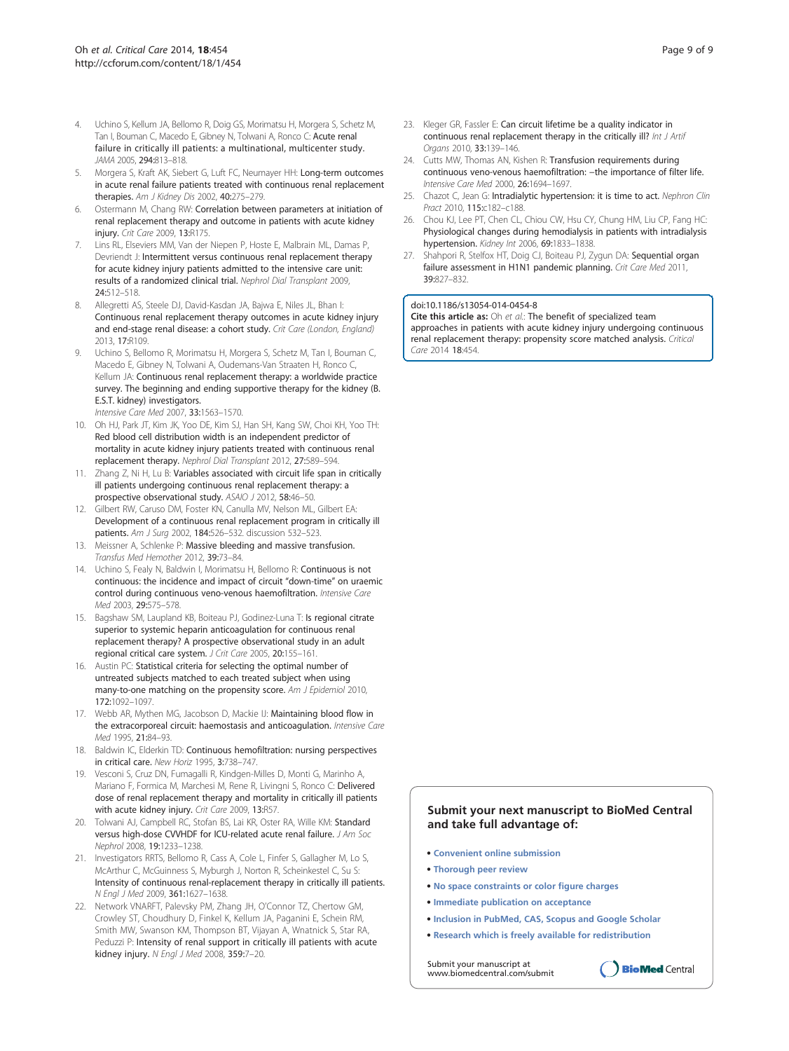4. Uchino S, Kellum JA, Bellomo R, Doig GS, Morimatsu H, Morgera S, Schetz M, Tan I, Bouman C, Macedo E, Gibney N, Tolwani A, Ronco C: **Acute renal failure in critically ill patients: a multinational, multicenter study.** *JAMA* 2005, **294:**813–818.
5. Morgera S, Kraft AK, Siebert G, Luft FC, Neumayer HH: **Long-term outcomes in acute renal failure patients treated with continuous renal replacement therapies.** *Am J Kidney Dis* 2002, **40:**275–279.
6. Ostermann M, Chang RW: **Correlation between parameters at initiation of renal replacement therapy and outcome in patients with acute kidney injury.** *Crit Care* 2009, **13:**R175.
7. Lins RL, Elseviers MM, Van der Niepen P, Hoste E, Malbrain ML, Damas P, Devriendt J: **Intermittent versus continuous renal replacement therapy for acute kidney injury patients admitted to the intensive care unit: results of a randomized clinical trial.** *Nephrol Dial Transplant* 2009, **24:**512–518.
8. Allegretti AS, Steele DJ, David-Kasdan JA, Bajwa E, Niles JL, Bhan I: **Continuous renal replacement therapy outcomes in acute kidney injury and end-stage renal disease: a cohort study.** *Crit Care (London, England)* 2013, **17:**R109.
9. Uchino S, Bellomo R, Morimatsu H, Morgera S, Schetz M, Tan I, Bouman C, Macedo E, Gibney N, Tolwani A, Oudemans-Van Straaten H, Ronco C, Kellum JA: **Continuous renal replacement therapy: a worldwide practice survey. The beginning and ending supportive therapy for the kidney (B. E.S.T. kidney) investigators.** *Intensive Care Med* 2007, **33:**1563–1570.
10. Oh HJ, Park JT, Kim JK, Yoo DE, Kim SJ, Han SH, Kang SW, Choi KH, Yoo TH: **Red blood cell distribution width is an independent predictor of mortality in acute kidney injury patients treated with continuous renal replacement therapy.** *Nephrol Dial Transplant* 2012, **27:**589–594.
11. Zhang Z, Ni H, Lu B: **Variables associated with circuit life span in critically ill patients undergoing continuous renal replacement therapy: a prospective observational study.** *ASAIO J* 2012, **58:**46–50.
12. Gilbert RW, Caruso DM, Foster KN, Canulla MV, Nelson ML, Gilbert EA: **Development of a continuous renal replacement program in critically ill patients.** *Am J Surg* 2002, **184:**526–532. discussion 532–523.
13. Meissner A, Schlenke P: **Massive bleeding and massive transfusion.** *Transfus Med Hemother* 2012, **39:**73–84.
14. Uchino S, Fealy N, Baldwin I, Morimatsu H, Bellomo R: **Continuous is not continuous: the incidence and impact of circuit "down-time" on uraemic control during continuous veno-venous haemofiltration.** *Intensive Care Med* 2003, **29:**575–578.
15. Bagshaw SM, Laupland KB, Boiteau PJ, Godinez-Luna T: **Is regional citrate superior to systemic heparin anticoagulation for continuous renal replacement therapy? A prospective observational study in an adult regional critical care system.** *J Crit Care* 2005, **20:**155–161.
16. Austin PC: **Statistical criteria for selecting the optimal number of untreated subjects matched to each treated subject when using many-to-one matching on the propensity score.** *Am J Epidemiol* 2010, **172:**1092–1097.
17. Webb AR, Mythen MG, Jacobson D, Mackie IJ: **Maintaining blood flow in the extracorporeal circuit: haemostasis and anticoagulation.** *Intensive Care Med* 1995, **21:**84–93.
18. Baldwin IC, Elderkin TD: **Continuous hemofiltration: nursing perspectives in critical care.** *New Horiz* 1995, **3:**738–747.
19. Vesconi S, Cruz DN, Fumagalli R, Kindgen-Milles D, Monti G, Marinho A, Mariano F, Formica M, Marchesi M, Rene R, Livingni S, Ronco C: **Delivered dose of renal replacement therapy and mortality in critically ill patients with acute kidney injury.** *Crit Care* 2009, **13:**R57.
20. Tolwani AJ, Campbell RC, Stofan BS, Lai KR, Oster RA, Wille KM: **Standard versus high-dose CVVHDF for ICU-related acute renal failure.** *J Am Soc Nephrol* 2008, **19:**1233–1238.
21. Investigators RRTS, Bellomo R, Cass A, Cole L, Finfer S, Gallagher M, Lo S, McArthur C, McGuinness S, Myburgh J, Norton R, Scheinkestel C, Su S: **Intensity of continuous renal-replacement therapy in critically ill patients.** *N Engl J Med* 2009, **361:**1627–1638.
22. Network VNARFT, Palevsky PM, Zhang JH, O'Connor TZ, Chertow GM, Crowley ST, Choudhury D, Finkel K, Kellum JA, Paganini E, Schein RM, Smith MW, Swanson KM, Thompson BT, Vijayan A, Watnick S, Star RA, Peduzzi P: **Intensity of renal support in critically ill patients with acute kidney injury.** *N Engl J Med* 2008, **359:**7–20.
23. Kleger GR, Fassler E: **Can circuit lifetime be a quality indicator in continuous renal replacement therapy in the critically ill?** *Int J Artif Organs* 2010, **33:**139–146.
24. Cutts MW, Thomas AN, Kishen R: **Transfusion requirements during continuous veno-venous haemofiltration: –the importance of filter life.** *Intensive Care Med* 2000, **26:**1694–1697.
25. Chazot C, Jean G: **Intradialytic hypertension: it is time to act.** *Nephron Clin Pract* 2010, **115:**c182–c188.
26. Chou KJ, Lee PT, Chen CL, Chiou CW, Hsu CY, Chung HM, Liu CP, Fang HC: **Physiological changes during hemodialysis in patients with intradialysis hypertension.** *Kidney Int* 2006, **69:**1833–1838.
27. Shahpori R, Stelfox HT, Doig CJ, Boiteau PJ, Zygun DA: **Sequential organ failure assessment in H1N1 pandemic planning.** *Crit Care Med* 2011, **39:**827–832.

doi:10.1186/s13054-014-0454-8

**Cite this article as:** Oh *et al.*: The benefit of specialized team approaches in patients with acute kidney injury undergoing continuous renal replacement therapy: propensity score matched analysis. *Critical Care* 2014 **18**:454.

**Submit your next manuscript to BioMed Central and take full advantage of:**

- **Convenient online submission**
- **Thorough peer review**
- **No space constraints or color figure charges**
- **Immediate publication on acceptance**
- **Inclusion in PubMed, CAS, Scopus and Google Scholar**
- **Research which is freely available for redistribution**

Submit your manuscript at
www.biomedcentral.com/submit

BioMed Central